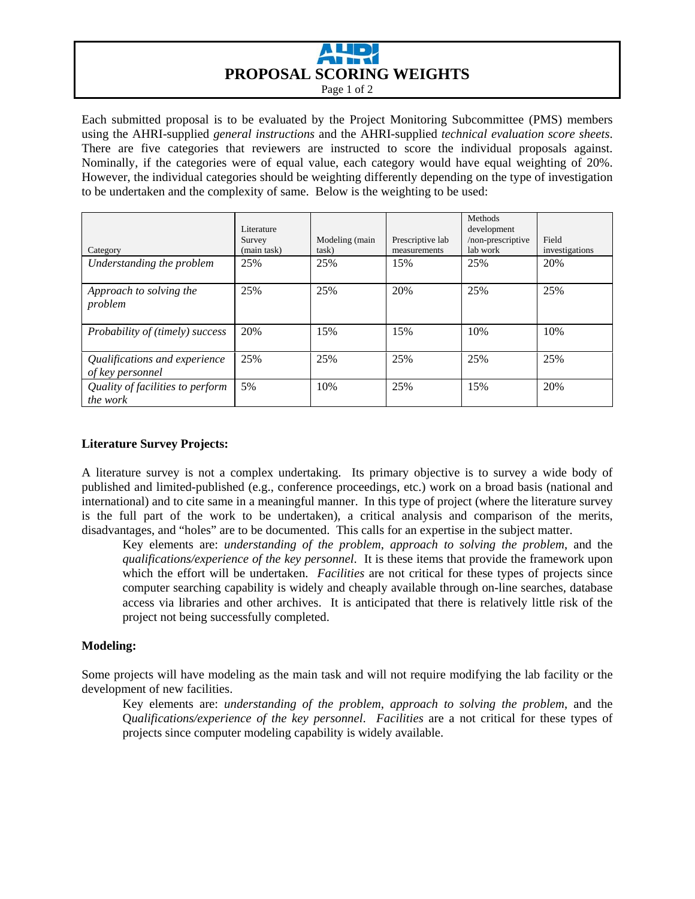# PROPOSAL SCORING WEIGHTS

Each submitted proposal is to be evaluated by the Project Monitoring Subcommittee (PMS) members using the AHRI-supplied *general instructions* and the AHRI-supplied *technical evaluation score sheets*. There are five categories that reviewers are instructed to score the individual proposals against. Nominally, if the categories were of equal value, each category would have equal weighting of 20%. However, the individual categories should be weighting differently depending on the type of investigation to be undertaken and the complexity of same. Below is the weighting to be used:

| Category | Literature Survey (main task) | Modeling (main task) | Prescriptive lab measurements | Methods development /non-prescriptive lab work | Field investigations |
|---|---|---|---|---|---|
| *Understanding the problem* | 25% | 25% | 15% | 25% | 20% |
| *Approach to solving the problem* | 25% | 25% | 20% | 25% | 25% |
| *Probability of (timely) success* | 20% | 15% | 15% | 10% | 10% |
| *Qualifications and experience of key personnel* | 25% | 25% | 25% | 25% | 25% |
| *Quality of facilities to perform the work* | 5% | 10% | 25% | 15% | 20% |

**Literature Survey Projects:**

A literature survey is not a complex undertaking. Its primary objective is to survey a wide body of published and limited-published (e.g., conference proceedings, etc.) work on a broad basis (national and international) and to cite same in a meaningful manner. In this type of project (where the literature survey is the full part of the work to be undertaken), a critical analysis and comparison of the merits, disadvantages, and "holes" are to be documented. This calls for an expertise in the subject matter.

Key elements are: *understanding of the problem*, *approach to solving the problem*, and the *qualifications/experience of the key personnel*. It is these items that provide the framework upon which the effort will be undertaken. *Facilities* are not critical for these types of projects since computer searching capability is widely and cheaply available through on-line searches, database access via libraries and other archives. It is anticipated that there is relatively little risk of the project not being successfully completed.

**Modeling:**

Some projects will have modeling as the main task and will not require modifying the lab facility or the development of new facilities.

Key elements are: *understanding of the problem*, *approach to solving the problem*, and the Q*ualifications/experience of the key personnel*. *Facilities* are a not critical for these types of projects since computer modeling capability is widely available.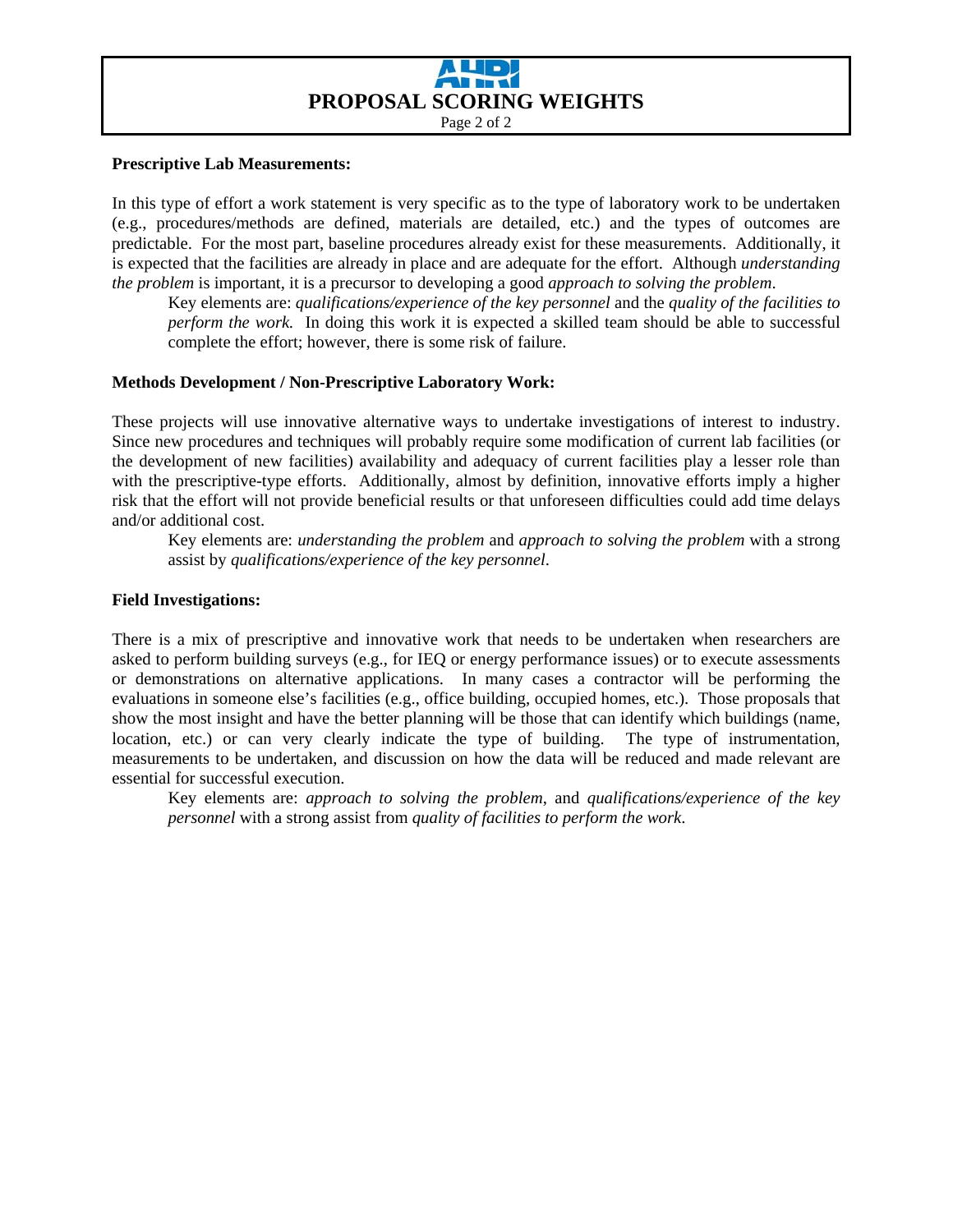**Prescriptive Lab Measurements:**

In this type of effort a work statement is very specific as to the type of laboratory work to be undertaken (e.g., procedures/methods are defined, materials are detailed, etc.) and the types of outcomes are predictable. For the most part, baseline procedures already exist for these measurements. Additionally, it is expected that the facilities are already in place and are adequate for the effort. Although *understanding the problem* is important, it is a precursor to developing a good *approach to solving the problem*.

Key elements are: *qualifications/experience of the key personnel* and the *quality of the facilities to perform the work.* In doing this work it is expected a skilled team should be able to successful complete the effort; however, there is some risk of failure.

**Methods Development / Non-Prescriptive Laboratory Work:**

These projects will use innovative alternative ways to undertake investigations of interest to industry. Since new procedures and techniques will probably require some modification of current lab facilities (or the development of new facilities) availability and adequacy of current facilities play a lesser role than with the prescriptive-type efforts. Additionally, almost by definition, innovative efforts imply a higher risk that the effort will not provide beneficial results or that unforeseen difficulties could add time delays and/or additional cost.

Key elements are: *understanding the problem* and *approach to solving the problem* with a strong assist by *qualifications/experience of the key personnel*.

**Field Investigations:**

There is a mix of prescriptive and innovative work that needs to be undertaken when researchers are asked to perform building surveys (e.g., for IEQ or energy performance issues) or to execute assessments or demonstrations on alternative applications. In many cases a contractor will be performing the evaluations in someone else's facilities (e.g., office building, occupied homes, etc.). Those proposals that show the most insight and have the better planning will be those that can identify which buildings (name, location, etc.) or can very clearly indicate the type of building. The type of instrumentation, measurements to be undertaken, and discussion on how the data will be reduced and made relevant are essential for successful execution.

Key elements are: *approach to solving the problem*, and *qualifications/experience of the key personnel* with a strong assist from *quality of facilities to perform the work*.